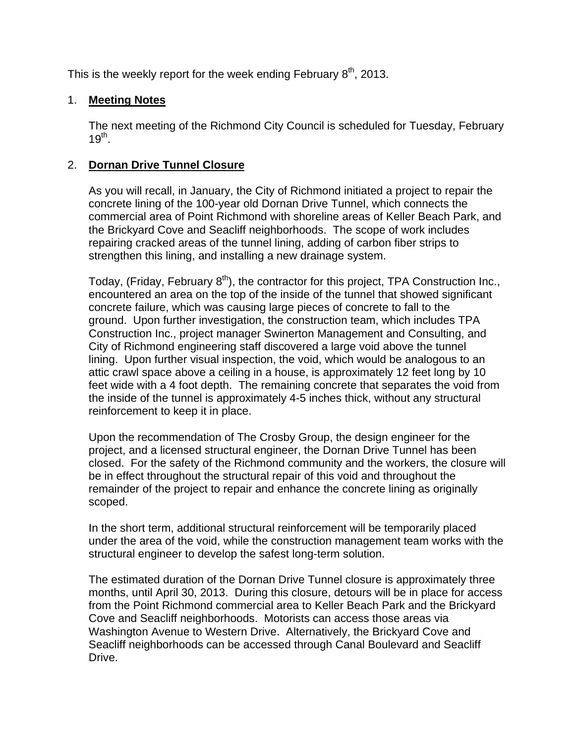This is the weekly report for the week ending February 8th, 2013.

1. **Meeting Notes**

   The next meeting of the Richmond City Council is scheduled for Tuesday, February 19th.

2. **Dornan Drive Tunnel Closure**

   As you will recall, in January, the City of Richmond initiated a project to repair the concrete lining of the 100-year old Dornan Drive Tunnel, which connects the commercial area of Point Richmond with shoreline areas of Keller Beach Park, and the Brickyard Cove and Seacliff neighborhoods. The scope of work includes repairing cracked areas of the tunnel lining, adding of carbon fiber strips to strengthen this lining, and installing a new drainage system.

   Today, (Friday, February 8th), the contractor for this project, TPA Construction Inc., encountered an area on the top of the inside of the tunnel that showed significant concrete failure, which was causing large pieces of concrete to fall to the ground. Upon further investigation, the construction team, which includes TPA Construction Inc., project manager Swinerton Management and Consulting, and City of Richmond engineering staff discovered a large void above the tunnel lining. Upon further visual inspection, the void, which would be analogous to an attic crawl space above a ceiling in a house, is approximately 12 feet long by 10 feet wide with a 4 foot depth. The remaining concrete that separates the void from the inside of the tunnel is approximately 4-5 inches thick, without any structural reinforcement to keep it in place.

   Upon the recommendation of The Crosby Group, the design engineer for the project, and a licensed structural engineer, the Dornan Drive Tunnel has been closed. For the safety of the Richmond community and the workers, the closure will be in effect throughout the structural repair of this void and throughout the remainder of the project to repair and enhance the concrete lining as originally scoped.

   In the short term, additional structural reinforcement will be temporarily placed under the area of the void, while the construction management team works with the structural engineer to develop the safest long-term solution.

   The estimated duration of the Dornan Drive Tunnel closure is approximately three months, until April 30, 2013. During this closure, detours will be in place for access from the Point Richmond commercial area to Keller Beach Park and the Brickyard Cove and Seacliff neighborhoods. Motorists can access those areas via Washington Avenue to Western Drive. Alternatively, the Brickyard Cove and Seacliff neighborhoods can be accessed through Canal Boulevard and Seacliff Drive.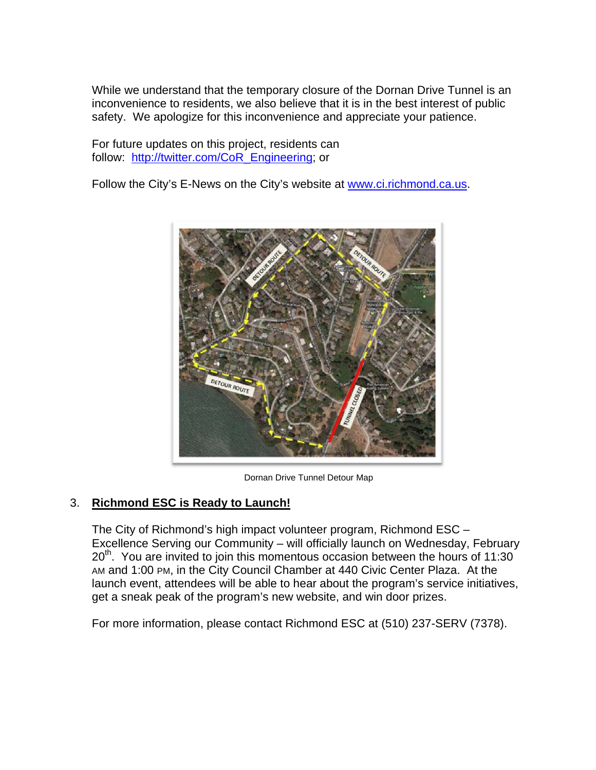While we understand that the temporary closure of the Dornan Drive Tunnel is an inconvenience to residents, we also believe that it is in the best interest of public safety. We apologize for this inconvenience and appreciate your patience.

For future updates on this project, residents can follow: http://twitter.com/CoR_Engineering; or

Follow the City's E-News on the City's website at www.ci.richmond.ca.us.

Dornan Drive Tunnel Detour Map

3. **Richmond ESC is Ready to Launch!**

The City of Richmond's high impact volunteer program, Richmond ESC – Excellence Serving our Community – will officially launch on Wednesday, February 20th. You are invited to join this momentous occasion between the hours of 11:30 AM and 1:00 PM, in the City Council Chamber at 440 Civic Center Plaza. At the launch event, attendees will be able to hear about the program's service initiatives, get a sneak peak of the program's new website, and win door prizes.

For more information, please contact Richmond ESC at (510) 237-SERV (7378).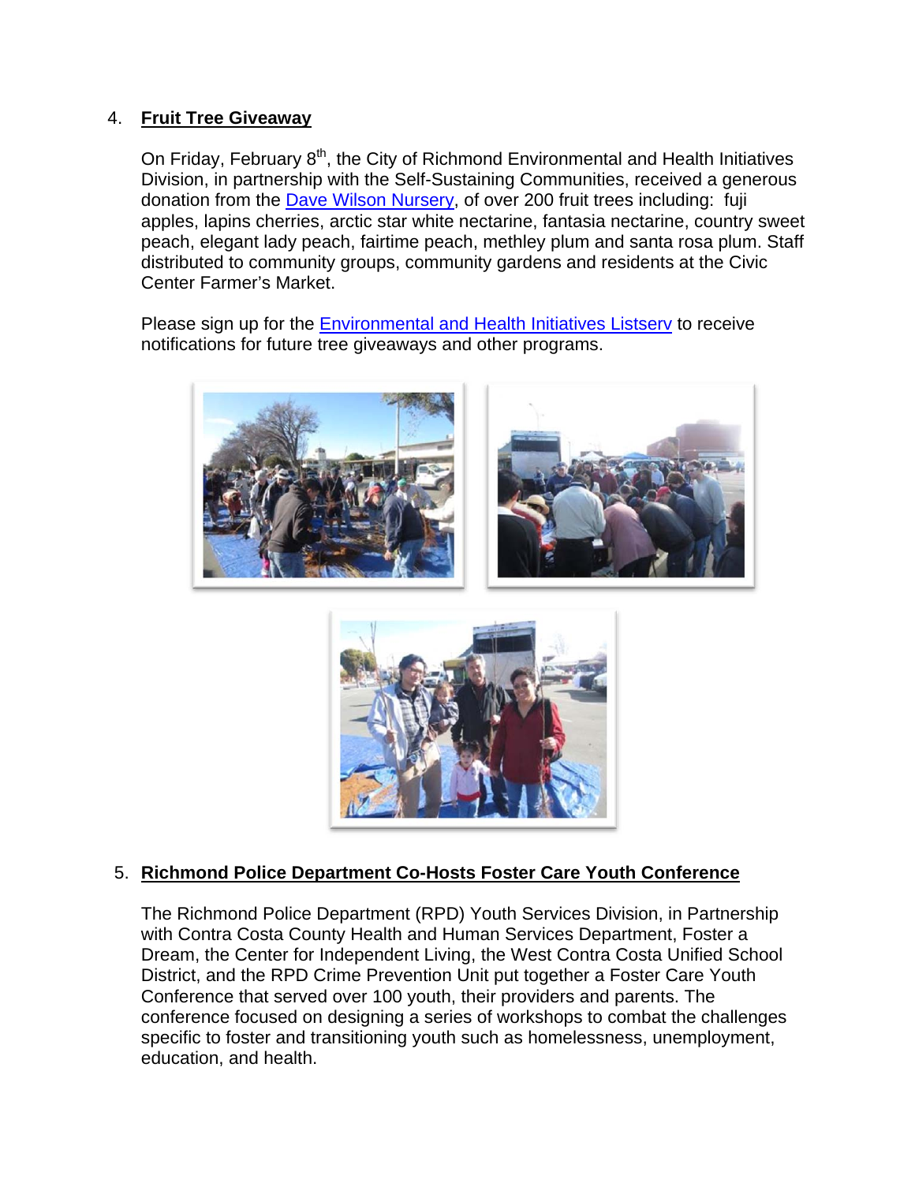4. **Fruit Tree Giveaway**

   On Friday, February 8th, the City of Richmond Environmental and Health Initiatives Division, in partnership with the Self-Sustaining Communities, received a generous donation from the Dave Wilson Nursery, of over 200 fruit trees including: fuji apples, lapins cherries, arctic star white nectarine, fantasia nectarine, country sweet peach, elegant lady peach, fairtime peach, methley plum and santa rosa plum. Staff distributed to community groups, community gardens and residents at the Civic Center Farmer's Market.

   Please sign up for the Environmental and Health Initiatives Listserv to receive notifications for future tree giveaways and other programs.

5. **Richmond Police Department Co-Hosts Foster Care Youth Conference**

   The Richmond Police Department (RPD) Youth Services Division, in Partnership with Contra Costa County Health and Human Services Department, Foster a Dream, the Center for Independent Living, the West Contra Costa Unified School District, and the RPD Crime Prevention Unit put together a Foster Care Youth Conference that served over 100 youth, their providers and parents. The conference focused on designing a series of workshops to combat the challenges specific to foster and transitioning youth such as homelessness, unemployment, education, and health.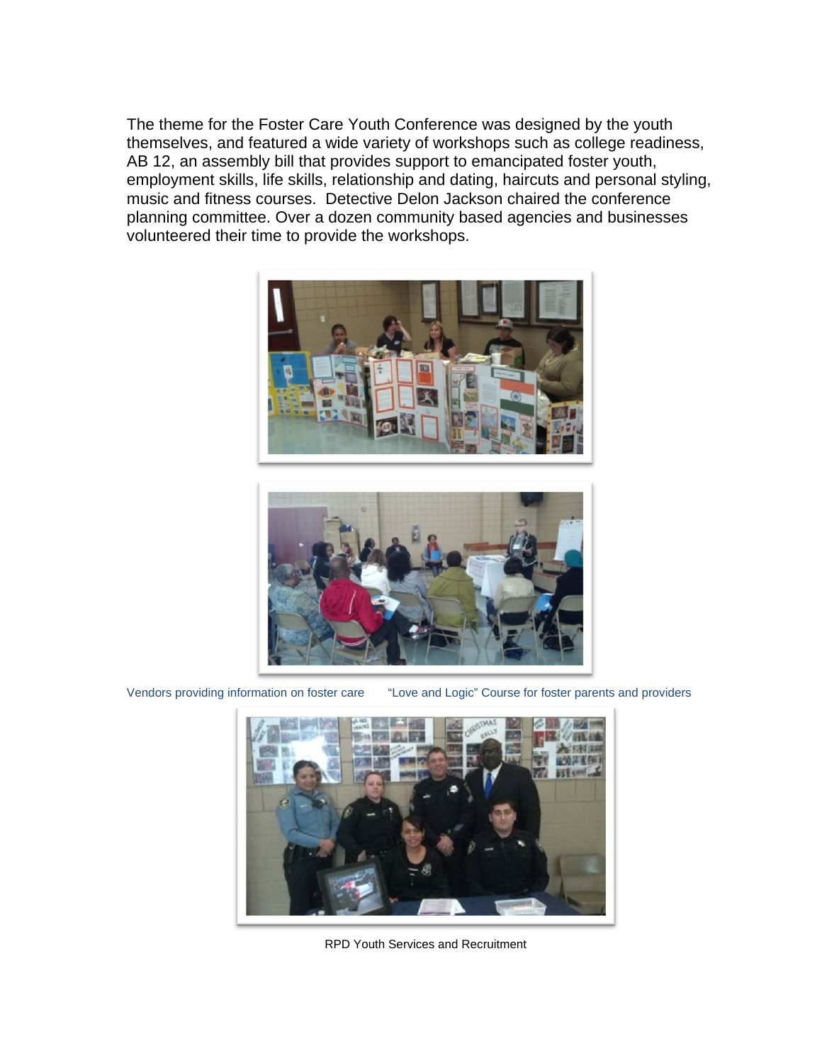The theme for the Foster Care Youth Conference was designed by the youth themselves, and featured a wide variety of workshops such as college readiness, AB 12, an assembly bill that provides support to emancipated foster youth, employment skills, life skills, relationship and dating, haircuts and personal styling, music and fitness courses. Detective Delon Jackson chaired the conference planning committee. Over a dozen community based agencies and businesses volunteered their time to provide the workshops.

Vendors providing information on foster care

"Love and Logic" Course for foster parents and providers

RPD Youth Services and Recruitment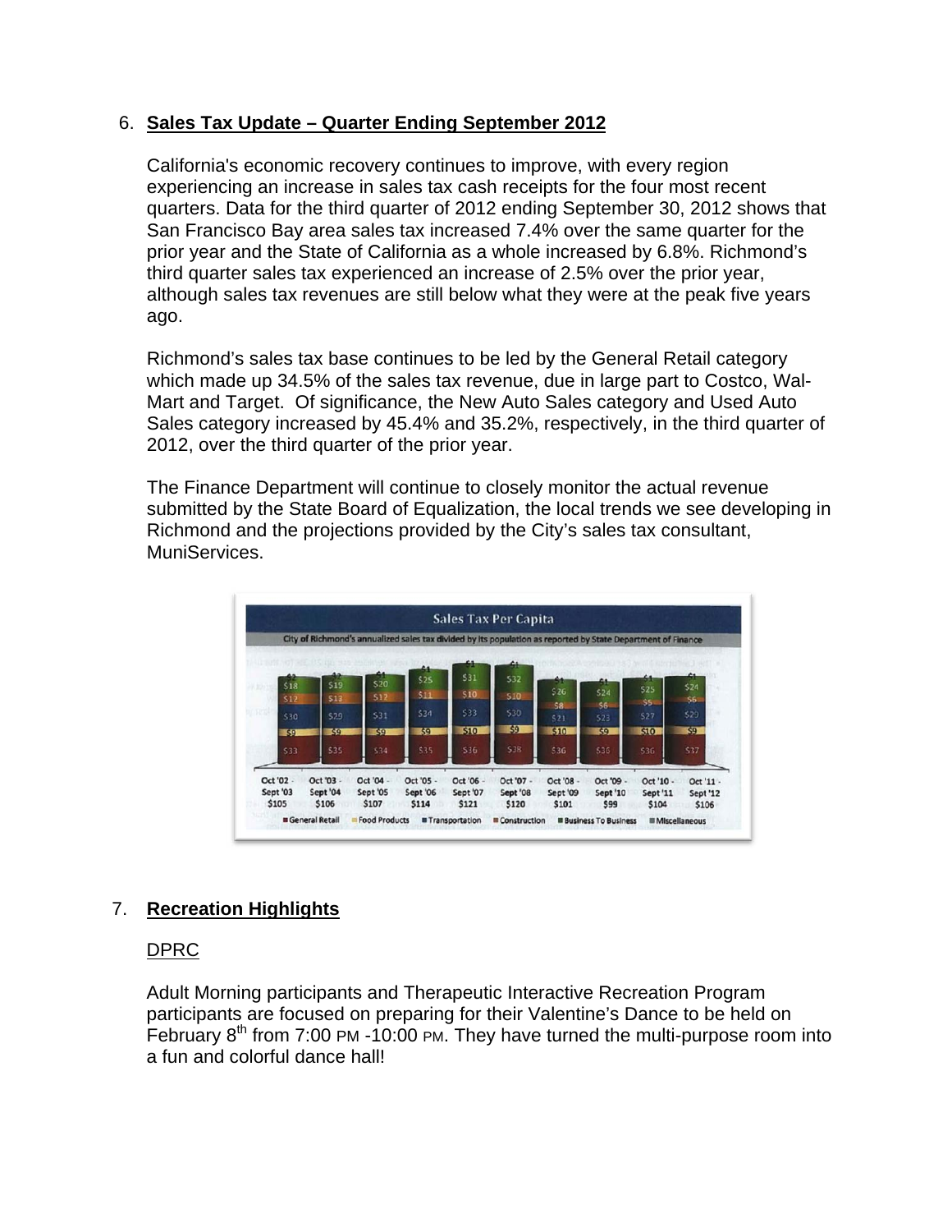6. **Sales Tax Update – Quarter Ending September 2012**

California's economic recovery continues to improve, with every region experiencing an increase in sales tax cash receipts for the four most recent quarters. Data for the third quarter of 2012 ending September 30, 2012 shows that San Francisco Bay area sales tax increased 7.4% over the same quarter for the prior year and the State of California as a whole increased by 6.8%. Richmond's third quarter sales tax experienced an increase of 2.5% over the prior year, although sales tax revenues are still below what they were at the peak five years ago.

Richmond's sales tax base continues to be led by the General Retail category which made up 34.5% of the sales tax revenue, due in large part to Costco, Wal-Mart and Target. Of significance, the New Auto Sales category and Used Auto Sales category increased by 45.4% and 35.2%, respectively, in the third quarter of 2012, over the third quarter of the prior year.

The Finance Department will continue to closely monitor the actual revenue submitted by the State Board of Equalization, the local trends we see developing in Richmond and the projections provided by the City's sales tax consultant, MuniServices.

**Sales Tax Per Capita**

City of Richmond's annualized sales tax divided by its population as reported by State Department of Finance

| | Oct '02 - Sept '03 | Oct '03 - Sept '04 | Oct '04 - Sept '05 | Oct '05 - Sept '06 | Oct '06 - Sept '07 | Oct '07 - Sept '08 | Oct '08 - Sept '09 | Oct '09 - Sept '10 | Oct '10 - Sept '11 | Oct '11 - Sept '12 |
|---|---|---|---|---|---|---|---|---|---|---|
| Miscellaneous | $2 | $2 | $1 | $1 | $1 | $1 | $1 | $1 | $1 | $1 |
| Business To Business | $18 | $19 | $20 | $25 | $31 | $32 | $26 | $24 | $25 | $24 |
| Construction | $12 | $12 | $12 | $11 | $10 | $10 | $8 | $6 | $5 | $6 |
| Transportation | $30 | $29 | $31 | $34 | $33 | $30 | $21 | $23 | $27 | $29 |
| Food Products | $9 | $9 | $9 | $9 | $10 | $9 | $10 | $9 | $10 | $9 |
| General Retail | $33 | $35 | $34 | $35 | $36 | $38 | $36 | $36 | $36 | $37 |
| Total | $105 | $106 | $107 | $114 | $121 | $120 | $101 | $99 | $104 | $106 |

7. **Recreation Highlights**

DPRC

Adult Morning participants and Therapeutic Interactive Recreation Program participants are focused on preparing for their Valentine's Dance to be held on February 8th from 7:00 PM -10:00 PM. They have turned the multi-purpose room into a fun and colorful dance hall!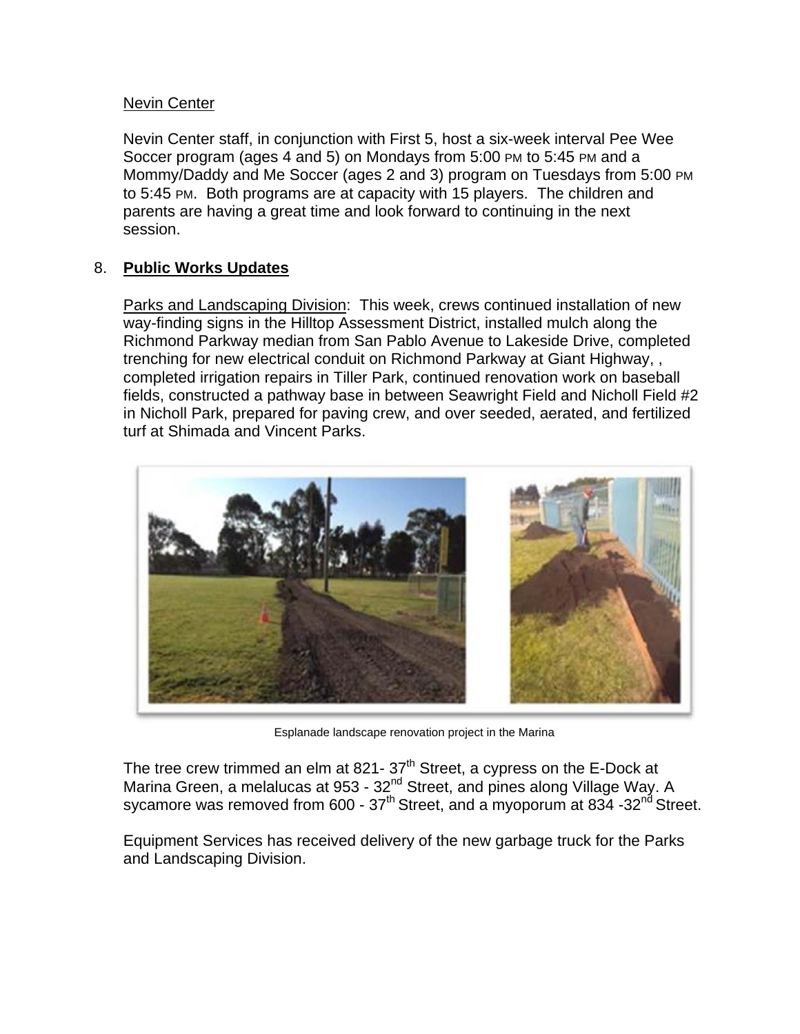Nevin Center

Nevin Center staff, in conjunction with First 5, host a six-week interval Pee Wee Soccer program (ages 4 and 5) on Mondays from 5:00 PM to 5:45 PM and a Mommy/Daddy and Me Soccer (ages 2 and 3) program on Tuesdays from 5:00 PM to 5:45 PM. Both programs are at capacity with 15 players. The children and parents are having a great time and look forward to continuing in the next session.

8. **Public Works Updates**

Parks and Landscaping Division: This week, crews continued installation of new way-finding signs in the Hilltop Assessment District, installed mulch along the Richmond Parkway median from San Pablo Avenue to Lakeside Drive, completed trenching for new electrical conduit on Richmond Parkway at Giant Highway, , completed irrigation repairs in Tiller Park, continued renovation work on baseball fields, constructed a pathway base in between Seawright Field and Nicholl Field #2 in Nicholl Park, prepared for paving crew, and over seeded, aerated, and fertilized turf at Shimada and Vincent Parks.

Esplanade landscape renovation project in the Marina

The tree crew trimmed an elm at 821- 37th Street, a cypress on the E-Dock at Marina Green, a melalucas at 953 - 32nd Street, and pines along Village Way. A sycamore was removed from 600 - 37th Street, and a myoporum at 834 -32nd Street.

Equipment Services has received delivery of the new garbage truck for the Parks and Landscaping Division.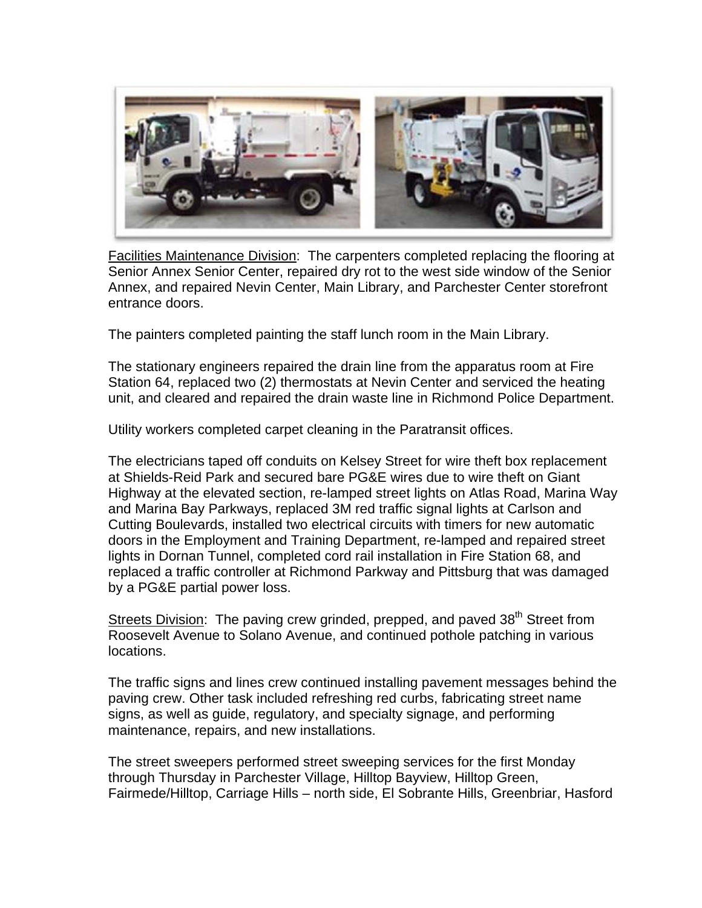Facilities Maintenance Division: The carpenters completed replacing the flooring at Senior Annex Senior Center, repaired dry rot to the west side window of the Senior Annex, and repaired Nevin Center, Main Library, and Parchester Center storefront entrance doors.

The painters completed painting the staff lunch room in the Main Library.

The stationary engineers repaired the drain line from the apparatus room at Fire Station 64, replaced two (2) thermostats at Nevin Center and serviced the heating unit, and cleared and repaired the drain waste line in Richmond Police Department.

Utility workers completed carpet cleaning in the Paratransit offices.

The electricians taped off conduits on Kelsey Street for wire theft box replacement at Shields-Reid Park and secured bare PG&E wires due to wire theft on Giant Highway at the elevated section, re-lamped street lights on Atlas Road, Marina Way and Marina Bay Parkways, replaced 3M red traffic signal lights at Carlson and Cutting Boulevards, installed two electrical circuits with timers for new automatic doors in the Employment and Training Department, re-lamped and repaired street lights in Dornan Tunnel, completed cord rail installation in Fire Station 68, and replaced a traffic controller at Richmond Parkway and Pittsburg that was damaged by a PG&E partial power loss.

Streets Division: The paving crew grinded, prepped, and paved 38th Street from Roosevelt Avenue to Solano Avenue, and continued pothole patching in various locations.

The traffic signs and lines crew continued installing pavement messages behind the paving crew. Other task included refreshing red curbs, fabricating street name signs, as well as guide, regulatory, and specialty signage, and performing maintenance, repairs, and new installations.

The street sweepers performed street sweeping services for the first Monday through Thursday in Parchester Village, Hilltop Bayview, Hilltop Green, Fairmede/Hilltop, Carriage Hills – north side, El Sobrante Hills, Greenbriar, Hasford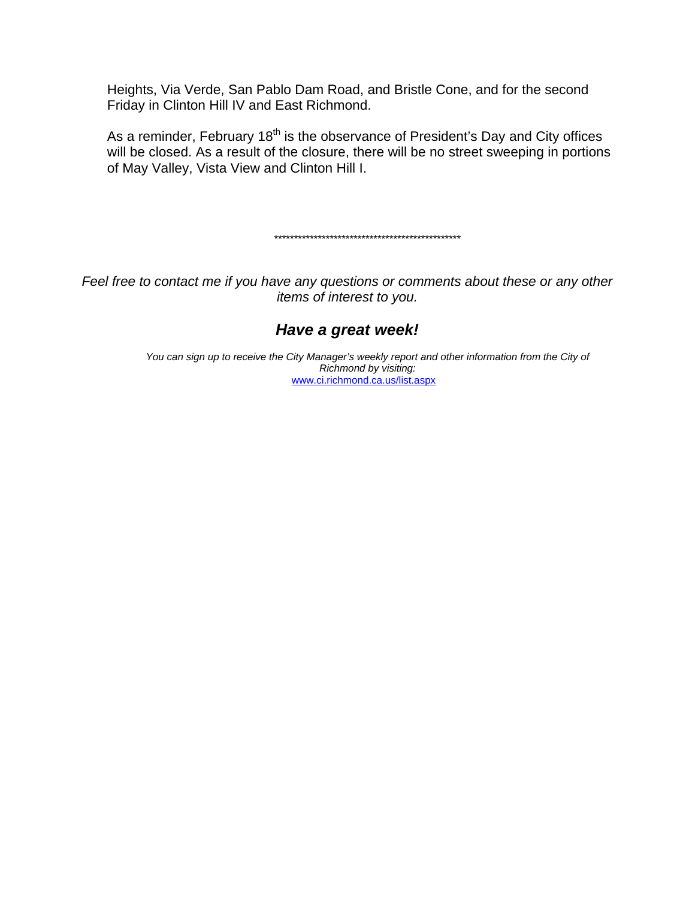Heights, Via Verde, San Pablo Dam Road, and Bristle Cone, and for the second Friday in Clinton Hill IV and East Richmond.

As a reminder, February 18th is the observance of President's Day and City offices will be closed. As a result of the closure, there will be no street sweeping in portions of May Valley, Vista View and Clinton Hill I.

***********************************************

*Feel free to contact me if you have any questions or comments about these or any other items of interest to you.*

***Have a great week!***

*You can sign up to receive the City Manager's weekly report and other information from the City of Richmond by visiting:*
[www.ci.richmond.ca.us/list.aspx](www.ci.richmond.ca.us/list.aspx)